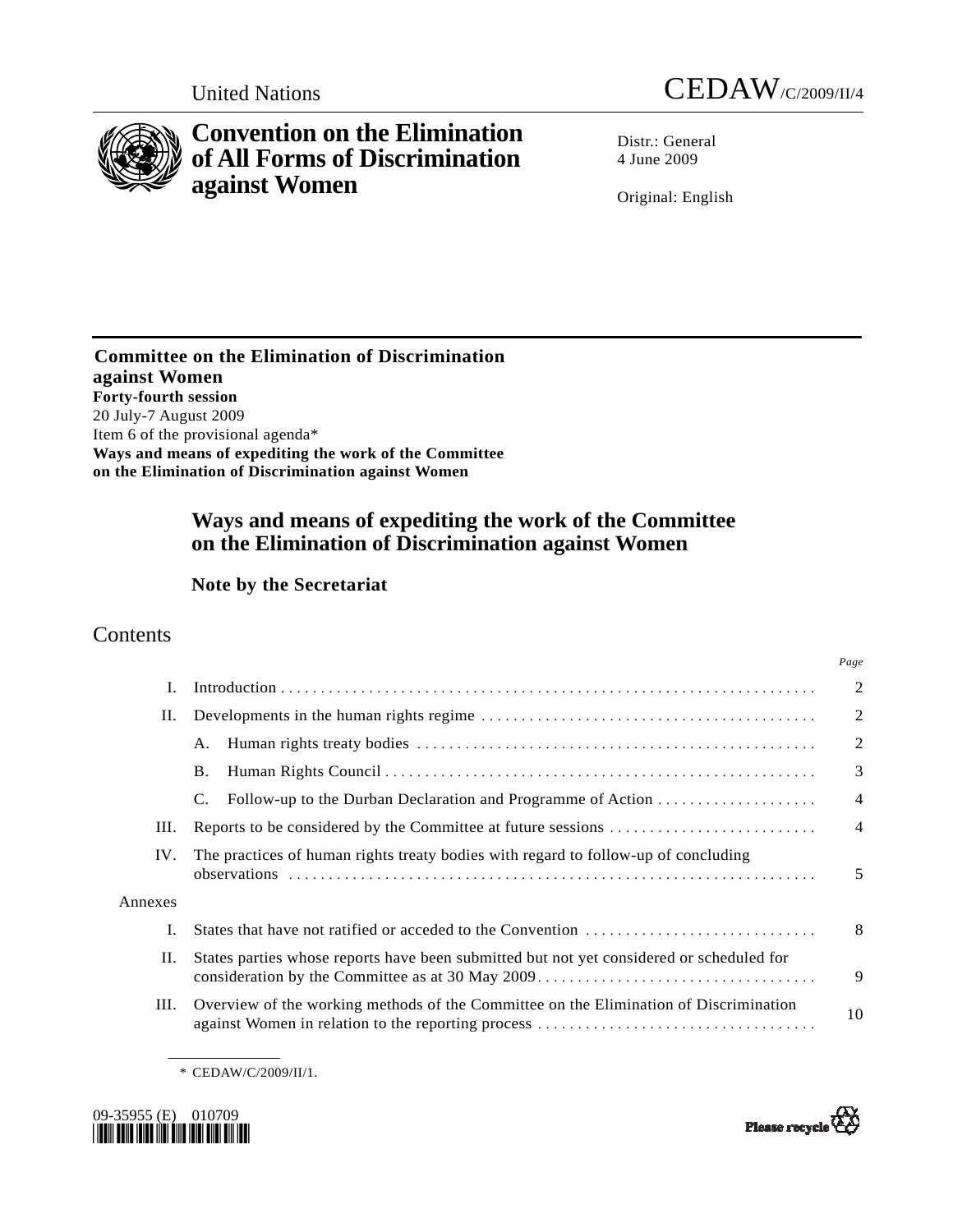United Nations CEDAW/C/2009/II/4

# Convention on the Elimination of All Forms of Discrimination against Women

Distr.: General
4 June 2009

Original: English

**Committee on the Elimination of Discrimination against Women**
**Forty-fourth session**
20 July-7 August 2009
Item 6 of the provisional agenda*
**Ways and means of expediting the work of the Committee on the Elimination of Discrimination against Women**

## Ways and means of expediting the work of the Committee on the Elimination of Discrimination against Women

### Note by the Secretariat

## Contents

| | | Page |
|---|---|---|
| I. | Introduction | 2 |
| II. | Developments in the human rights regime | 2 |
| | A. Human rights treaty bodies | 2 |
| | B. Human Rights Council | 3 |
| | C. Follow-up to the Durban Declaration and Programme of Action | 4 |
| III. | Reports to be considered by the Committee at future sessions | 4 |
| IV. | The practices of human rights treaty bodies with regard to follow-up of concluding observations | 5 |
| Annexes | | |
| I. | States that have not ratified or acceded to the Convention | 8 |
| II. | States parties whose reports have been submitted but not yet considered or scheduled for consideration by the Committee as at 30 May 2009 | 9 |
| III. | Overview of the working methods of the Committee on the Elimination of Discrimination against Women in relation to the reporting process | 10 |

\* CEDAW/C/2009/II/1.

09-35955 (E) 010709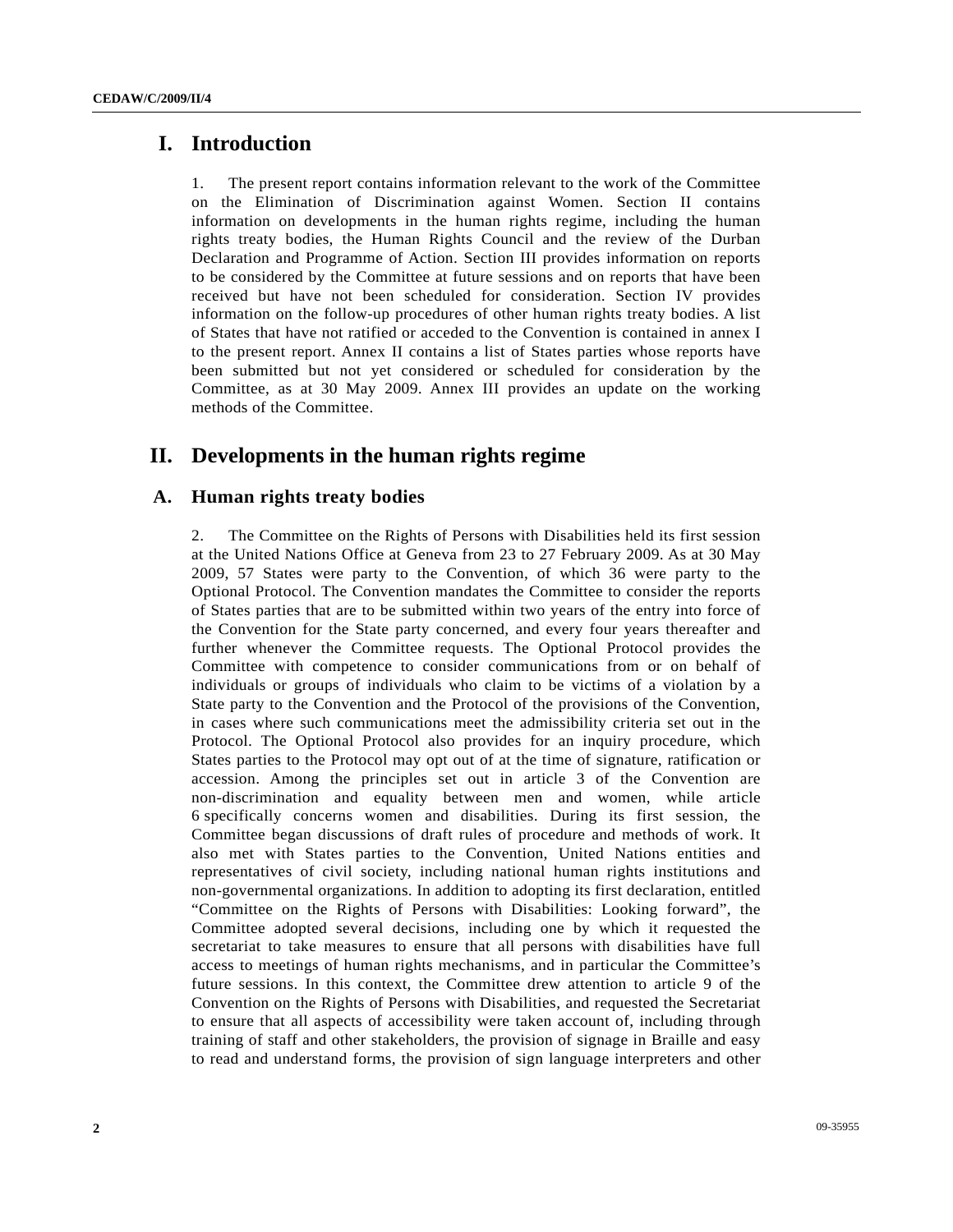# I. Introduction

1. The present report contains information relevant to the work of the Committee on the Elimination of Discrimination against Women. Section II contains information on developments in the human rights regime, including the human rights treaty bodies, the Human Rights Council and the review of the Durban Declaration and Programme of Action. Section III provides information on reports to be considered by the Committee at future sessions and on reports that have been received but have not been scheduled for consideration. Section IV provides information on the follow-up procedures of other human rights treaty bodies. A list of States that have not ratified or acceded to the Convention is contained in annex I to the present report. Annex II contains a list of States parties whose reports have been submitted but not yet considered or scheduled for consideration by the Committee, as at 30 May 2009. Annex III provides an update on the working methods of the Committee.

# II. Developments in the human rights regime

## A. Human rights treaty bodies

2. The Committee on the Rights of Persons with Disabilities held its first session at the United Nations Office at Geneva from 23 to 27 February 2009. As at 30 May 2009, 57 States were party to the Convention, of which 36 were party to the Optional Protocol. The Convention mandates the Committee to consider the reports of States parties that are to be submitted within two years of the entry into force of the Convention for the State party concerned, and every four years thereafter and further whenever the Committee requests. The Optional Protocol provides the Committee with competence to consider communications from or on behalf of individuals or groups of individuals who claim to be victims of a violation by a State party to the Convention and the Protocol of the provisions of the Convention, in cases where such communications meet the admissibility criteria set out in the Protocol. The Optional Protocol also provides for an inquiry procedure, which States parties to the Protocol may opt out of at the time of signature, ratification or accession. Among the principles set out in article 3 of the Convention are non-discrimination and equality between men and women, while article 6 specifically concerns women and disabilities. During its first session, the Committee began discussions of draft rules of procedure and methods of work. It also met with States parties to the Convention, United Nations entities and representatives of civil society, including national human rights institutions and non-governmental organizations. In addition to adopting its first declaration, entitled "Committee on the Rights of Persons with Disabilities: Looking forward", the Committee adopted several decisions, including one by which it requested the secretariat to take measures to ensure that all persons with disabilities have full access to meetings of human rights mechanisms, and in particular the Committee's future sessions. In this context, the Committee drew attention to article 9 of the Convention on the Rights of Persons with Disabilities, and requested the Secretariat to ensure that all aspects of accessibility were taken account of, including through training of staff and other stakeholders, the provision of signage in Braille and easy to read and understand forms, the provision of sign language interpreters and other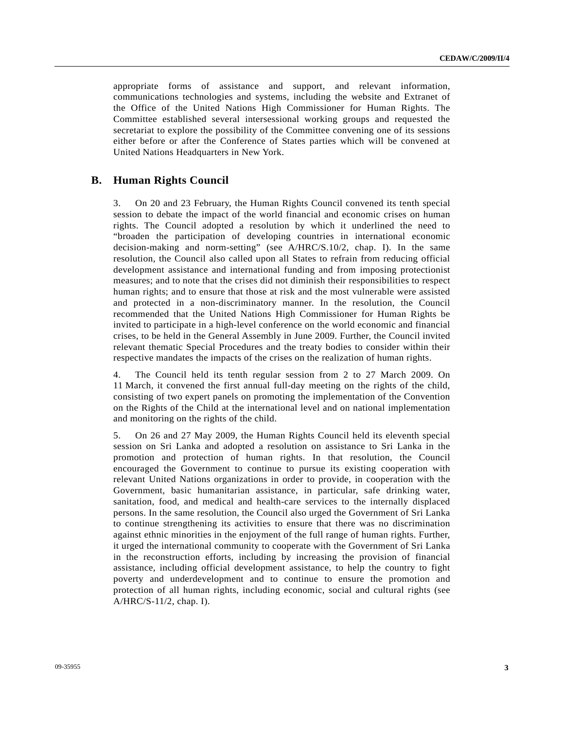appropriate forms of assistance and support, and relevant information, communications technologies and systems, including the website and Extranet of the Office of the United Nations High Commissioner for Human Rights. The Committee established several intersessional working groups and requested the secretariat to explore the possibility of the Committee convening one of its sessions either before or after the Conference of States parties which will be convened at United Nations Headquarters in New York.

## B. Human Rights Council

3. On 20 and 23 February, the Human Rights Council convened its tenth special session to debate the impact of the world financial and economic crises on human rights. The Council adopted a resolution by which it underlined the need to "broaden the participation of developing countries in international economic decision-making and norm-setting" (see A/HRC/S.10/2, chap. I). In the same resolution, the Council also called upon all States to refrain from reducing official development assistance and international funding and from imposing protectionist measures; and to note that the crises did not diminish their responsibilities to respect human rights; and to ensure that those at risk and the most vulnerable were assisted and protected in a non-discriminatory manner. In the resolution, the Council recommended that the United Nations High Commissioner for Human Rights be invited to participate in a high-level conference on the world economic and financial crises, to be held in the General Assembly in June 2009. Further, the Council invited relevant thematic Special Procedures and the treaty bodies to consider within their respective mandates the impacts of the crises on the realization of human rights.

4. The Council held its tenth regular session from 2 to 27 March 2009. On 11 March, it convened the first annual full-day meeting on the rights of the child, consisting of two expert panels on promoting the implementation of the Convention on the Rights of the Child at the international level and on national implementation and monitoring on the rights of the child.

5. On 26 and 27 May 2009, the Human Rights Council held its eleventh special session on Sri Lanka and adopted a resolution on assistance to Sri Lanka in the promotion and protection of human rights. In that resolution, the Council encouraged the Government to continue to pursue its existing cooperation with relevant United Nations organizations in order to provide, in cooperation with the Government, basic humanitarian assistance, in particular, safe drinking water, sanitation, food, and medical and health-care services to the internally displaced persons. In the same resolution, the Council also urged the Government of Sri Lanka to continue strengthening its activities to ensure that there was no discrimination against ethnic minorities in the enjoyment of the full range of human rights. Further, it urged the international community to cooperate with the Government of Sri Lanka in the reconstruction efforts, including by increasing the provision of financial assistance, including official development assistance, to help the country to fight poverty and underdevelopment and to continue to ensure the promotion and protection of all human rights, including economic, social and cultural rights (see A/HRC/S-11/2, chap. I).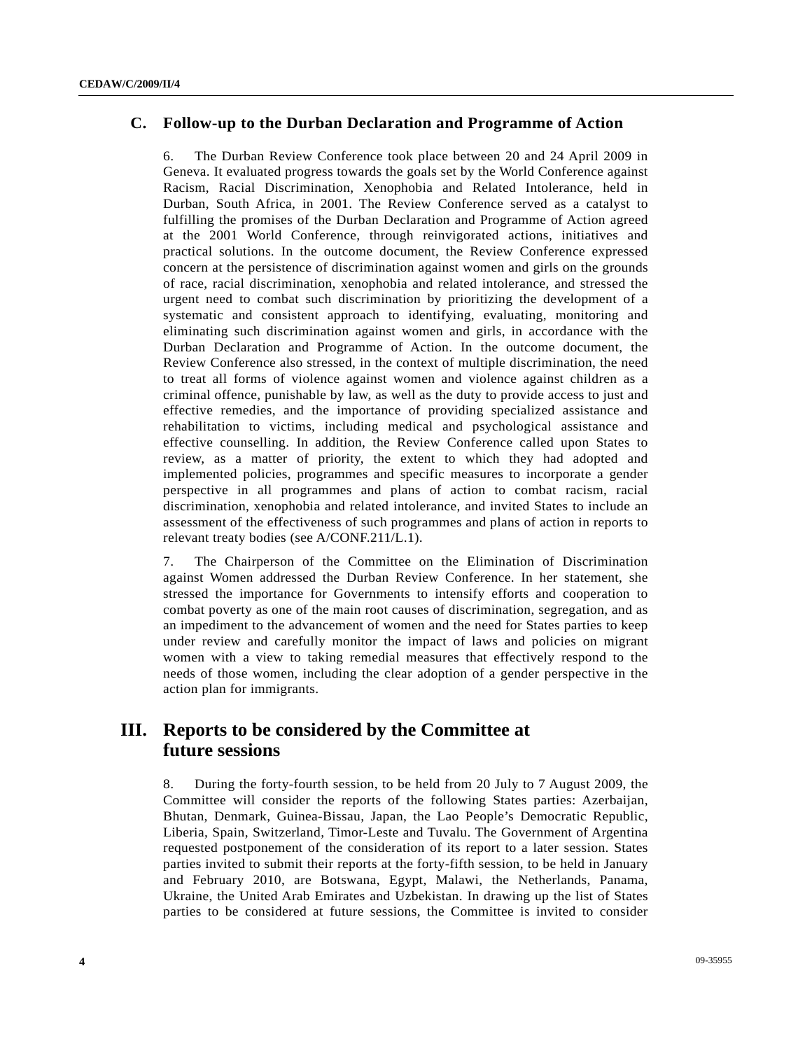## C. Follow-up to the Durban Declaration and Programme of Action

6. The Durban Review Conference took place between 20 and 24 April 2009 in Geneva. It evaluated progress towards the goals set by the World Conference against Racism, Racial Discrimination, Xenophobia and Related Intolerance, held in Durban, South Africa, in 2001. The Review Conference served as a catalyst to fulfilling the promises of the Durban Declaration and Programme of Action agreed at the 2001 World Conference, through reinvigorated actions, initiatives and practical solutions. In the outcome document, the Review Conference expressed concern at the persistence of discrimination against women and girls on the grounds of race, racial discrimination, xenophobia and related intolerance, and stressed the urgent need to combat such discrimination by prioritizing the development of a systematic and consistent approach to identifying, evaluating, monitoring and eliminating such discrimination against women and girls, in accordance with the Durban Declaration and Programme of Action. In the outcome document, the Review Conference also stressed, in the context of multiple discrimination, the need to treat all forms of violence against women and violence against children as a criminal offence, punishable by law, as well as the duty to provide access to just and effective remedies, and the importance of providing specialized assistance and rehabilitation to victims, including medical and psychological assistance and effective counselling. In addition, the Review Conference called upon States to review, as a matter of priority, the extent to which they had adopted and implemented policies, programmes and specific measures to incorporate a gender perspective in all programmes and plans of action to combat racism, racial discrimination, xenophobia and related intolerance, and invited States to include an assessment of the effectiveness of such programmes and plans of action in reports to relevant treaty bodies (see A/CONF.211/L.1).

7. The Chairperson of the Committee on the Elimination of Discrimination against Women addressed the Durban Review Conference. In her statement, she stressed the importance for Governments to intensify efforts and cooperation to combat poverty as one of the main root causes of discrimination, segregation, and as an impediment to the advancement of women and the need for States parties to keep under review and carefully monitor the impact of laws and policies on migrant women with a view to taking remedial measures that effectively respond to the needs of those women, including the clear adoption of a gender perspective in the action plan for immigrants.

# III. Reports to be considered by the Committee at future sessions

8. During the forty-fourth session, to be held from 20 July to 7 August 2009, the Committee will consider the reports of the following States parties: Azerbaijan, Bhutan, Denmark, Guinea-Bissau, Japan, the Lao People's Democratic Republic, Liberia, Spain, Switzerland, Timor-Leste and Tuvalu. The Government of Argentina requested postponement of the consideration of its report to a later session. States parties invited to submit their reports at the forty-fifth session, to be held in January and February 2010, are Botswana, Egypt, Malawi, the Netherlands, Panama, Ukraine, the United Arab Emirates and Uzbekistan. In drawing up the list of States parties to be considered at future sessions, the Committee is invited to consider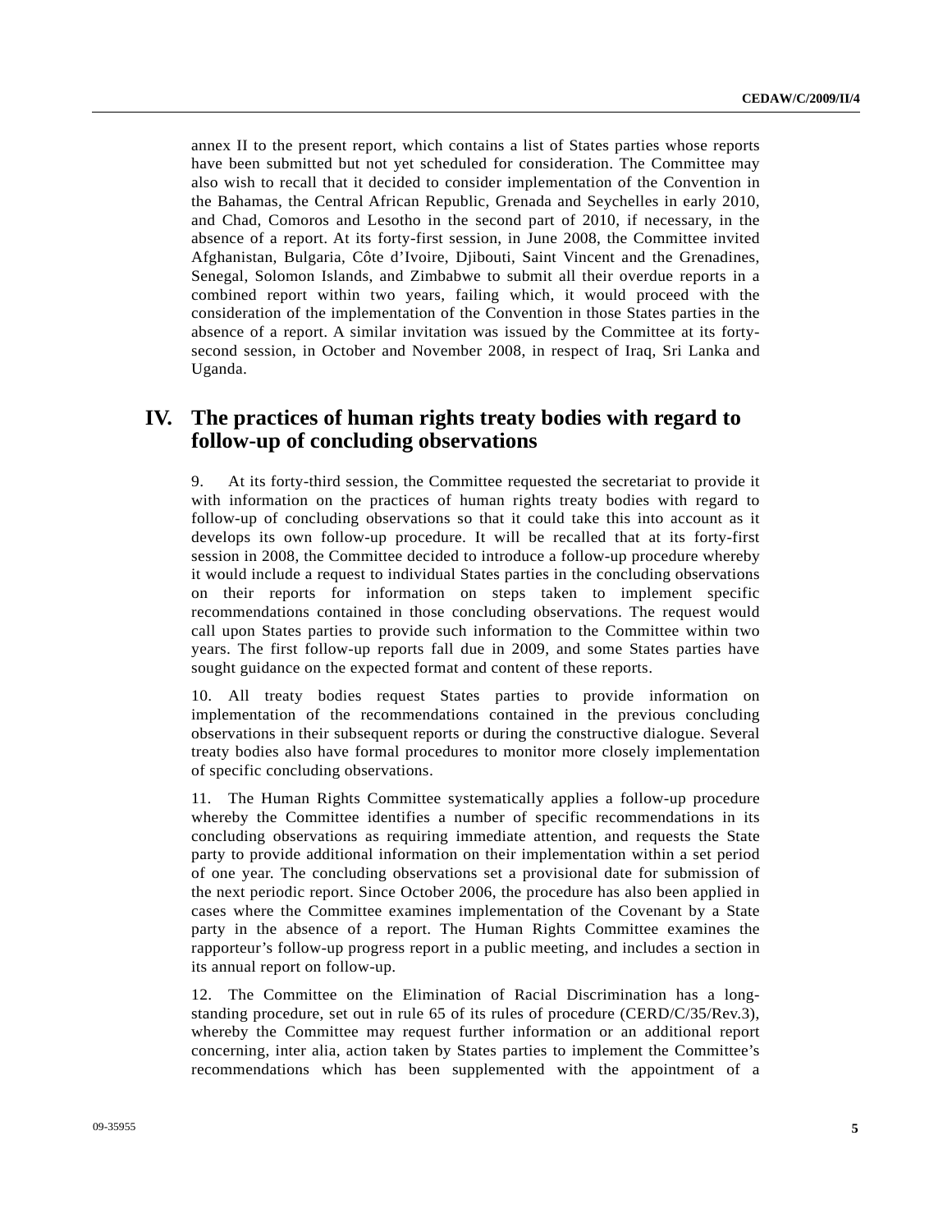annex II to the present report, which contains a list of States parties whose reports have been submitted but not yet scheduled for consideration. The Committee may also wish to recall that it decided to consider implementation of the Convention in the Bahamas, the Central African Republic, Grenada and Seychelles in early 2010, and Chad, Comoros and Lesotho in the second part of 2010, if necessary, in the absence of a report. At its forty-first session, in June 2008, the Committee invited Afghanistan, Bulgaria, Côte d'Ivoire, Djibouti, Saint Vincent and the Grenadines, Senegal, Solomon Islands, and Zimbabwe to submit all their overdue reports in a combined report within two years, failing which, it would proceed with the consideration of the implementation of the Convention in those States parties in the absence of a report. A similar invitation was issued by the Committee at its forty-second session, in October and November 2008, in respect of Iraq, Sri Lanka and Uganda.

## IV. The practices of human rights treaty bodies with regard to follow-up of concluding observations

9. At its forty-third session, the Committee requested the secretariat to provide it with information on the practices of human rights treaty bodies with regard to follow-up of concluding observations so that it could take this into account as it develops its own follow-up procedure. It will be recalled that at its forty-first session in 2008, the Committee decided to introduce a follow-up procedure whereby it would include a request to individual States parties in the concluding observations on their reports for information on steps taken to implement specific recommendations contained in those concluding observations. The request would call upon States parties to provide such information to the Committee within two years. The first follow-up reports fall due in 2009, and some States parties have sought guidance on the expected format and content of these reports.

10. All treaty bodies request States parties to provide information on implementation of the recommendations contained in the previous concluding observations in their subsequent reports or during the constructive dialogue. Several treaty bodies also have formal procedures to monitor more closely implementation of specific concluding observations.

11. The Human Rights Committee systematically applies a follow-up procedure whereby the Committee identifies a number of specific recommendations in its concluding observations as requiring immediate attention, and requests the State party to provide additional information on their implementation within a set period of one year. The concluding observations set a provisional date for submission of the next periodic report. Since October 2006, the procedure has also been applied in cases where the Committee examines implementation of the Covenant by a State party in the absence of a report. The Human Rights Committee examines the rapporteur's follow-up progress report in a public meeting, and includes a section in its annual report on follow-up.

12. The Committee on the Elimination of Racial Discrimination has a long-standing procedure, set out in rule 65 of its rules of procedure (CERD/C/35/Rev.3), whereby the Committee may request further information or an additional report concerning, inter alia, action taken by States parties to implement the Committee's recommendations which has been supplemented with the appointment of a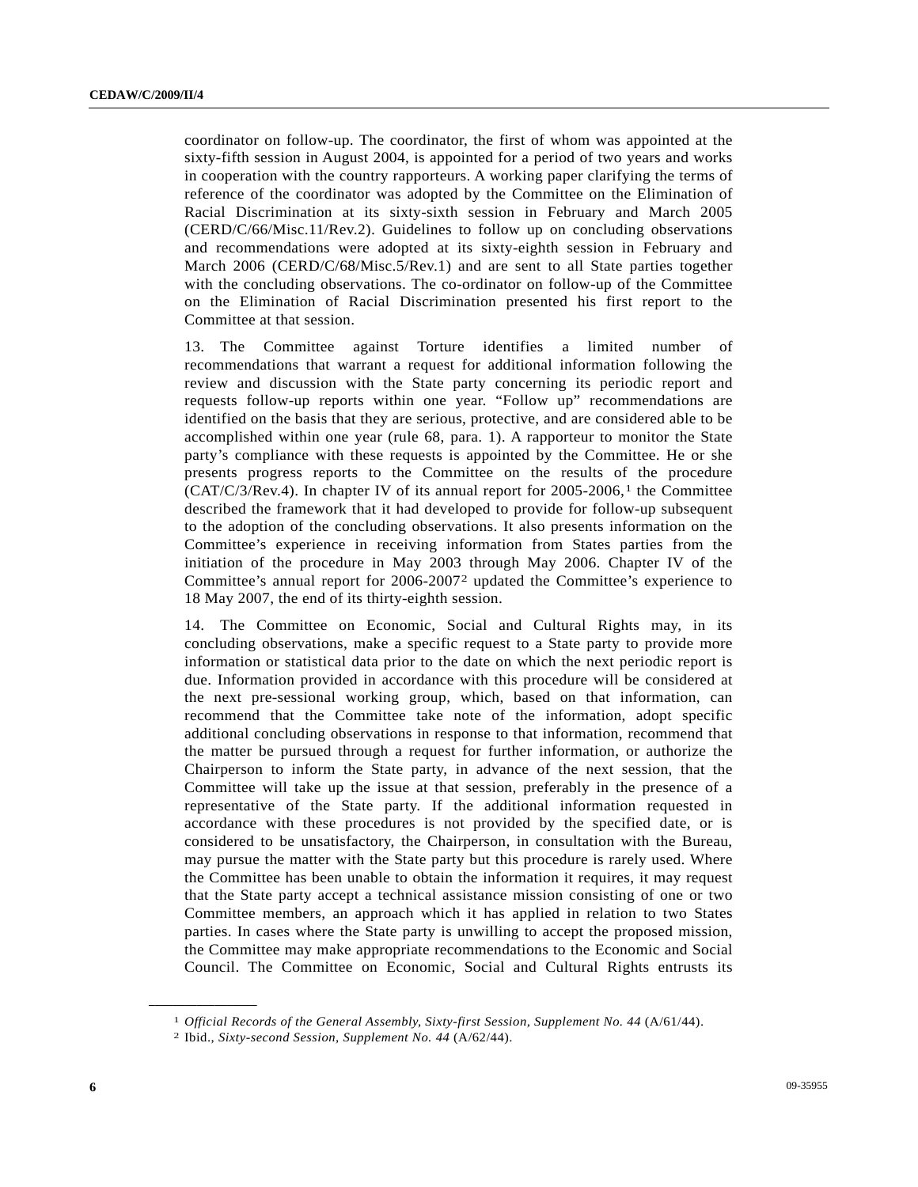coordinator on follow-up. The coordinator, the first of whom was appointed at the sixty-fifth session in August 2004, is appointed for a period of two years and works in cooperation with the country rapporteurs. A working paper clarifying the terms of reference of the coordinator was adopted by the Committee on the Elimination of Racial Discrimination at its sixty-sixth session in February and March 2005 (CERD/C/66/Misc.11/Rev.2). Guidelines to follow up on concluding observations and recommendations were adopted at its sixty-eighth session in February and March 2006 (CERD/C/68/Misc.5/Rev.1) and are sent to all State parties together with the concluding observations. The co-ordinator on follow-up of the Committee on the Elimination of Racial Discrimination presented his first report to the Committee at that session.

13. The Committee against Torture identifies a limited number of recommendations that warrant a request for additional information following the review and discussion with the State party concerning its periodic report and requests follow-up reports within one year. "Follow up" recommendations are identified on the basis that they are serious, protective, and are considered able to be accomplished within one year (rule 68, para. 1). A rapporteur to monitor the State party's compliance with these requests is appointed by the Committee. He or she presents progress reports to the Committee on the results of the procedure (CAT/C/3/Rev.4). In chapter IV of its annual report for 2005-2006,[1] the Committee described the framework that it had developed to provide for follow-up subsequent to the adoption of the concluding observations. It also presents information on the Committee's experience in receiving information from States parties from the initiation of the procedure in May 2003 through May 2006. Chapter IV of the Committee's annual report for 2006-2007[2] updated the Committee's experience to 18 May 2007, the end of its thirty-eighth session.

14. The Committee on Economic, Social and Cultural Rights may, in its concluding observations, make a specific request to a State party to provide more information or statistical data prior to the date on which the next periodic report is due. Information provided in accordance with this procedure will be considered at the next pre-sessional working group, which, based on that information, can recommend that the Committee take note of the information, adopt specific additional concluding observations in response to that information, recommend that the matter be pursued through a request for further information, or authorize the Chairperson to inform the State party, in advance of the next session, that the Committee will take up the issue at that session, preferably in the presence of a representative of the State party. If the additional information requested in accordance with these procedures is not provided by the specified date, or is considered to be unsatisfactory, the Chairperson, in consultation with the Bureau, may pursue the matter with the State party but this procedure is rarely used. Where the Committee has been unable to obtain the information it requires, it may request that the State party accept a technical assistance mission consisting of one or two Committee members, an approach which it has applied in relation to two States parties. In cases where the State party is unwilling to accept the proposed mission, the Committee may make appropriate recommendations to the Economic and Social Council. The Committee on Economic, Social and Cultural Rights entrusts its

---

[1] *Official Records of the General Assembly, Sixty-first Session, Supplement No. 44* (A/61/44).

[2] Ibid., *Sixty-second Session, Supplement No. 44* (A/62/44).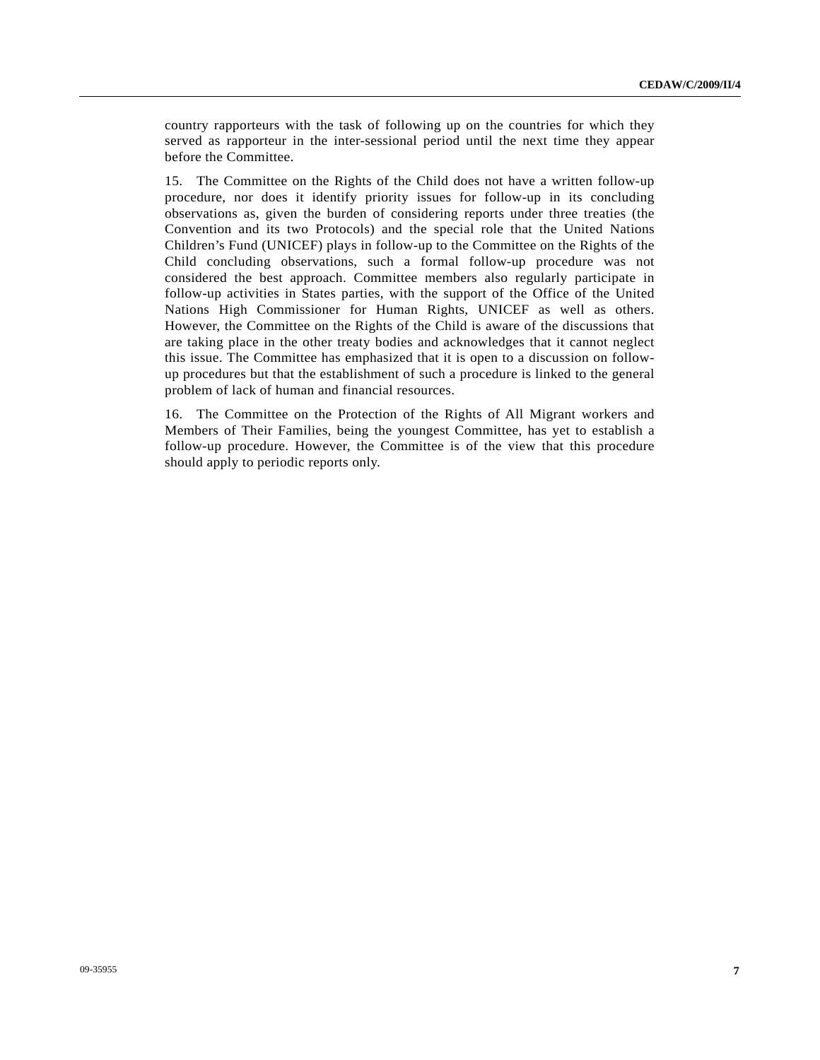country rapporteurs with the task of following up on the countries for which they served as rapporteur in the inter-sessional period until the next time they appear before the Committee.

15. The Committee on the Rights of the Child does not have a written follow-up procedure, nor does it identify priority issues for follow-up in its concluding observations as, given the burden of considering reports under three treaties (the Convention and its two Protocols) and the special role that the United Nations Children's Fund (UNICEF) plays in follow-up to the Committee on the Rights of the Child concluding observations, such a formal follow-up procedure was not considered the best approach. Committee members also regularly participate in follow-up activities in States parties, with the support of the Office of the United Nations High Commissioner for Human Rights, UNICEF as well as others. However, the Committee on the Rights of the Child is aware of the discussions that are taking place in the other treaty bodies and acknowledges that it cannot neglect this issue. The Committee has emphasized that it is open to a discussion on follow-up procedures but that the establishment of such a procedure is linked to the general problem of lack of human and financial resources.

16. The Committee on the Protection of the Rights of All Migrant workers and Members of Their Families, being the youngest Committee, has yet to establish a follow-up procedure. However, the Committee is of the view that this procedure should apply to periodic reports only.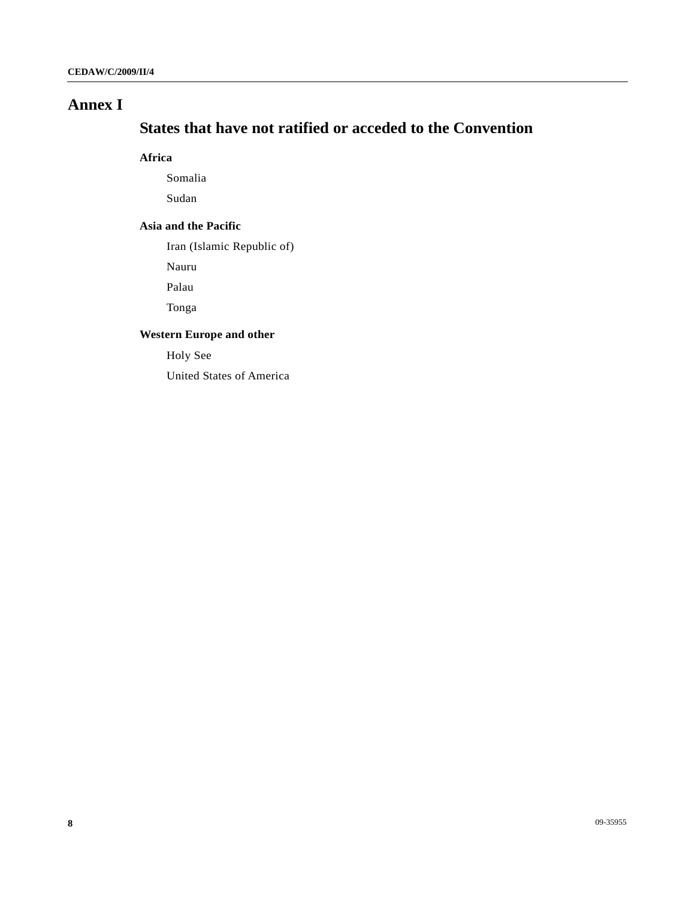# Annex I

## States that have not ratified or acceded to the Convention

### Africa

Somalia

Sudan

### Asia and the Pacific

Iran (Islamic Republic of)

Nauru

Palau

Tonga

### Western Europe and other

Holy See

United States of America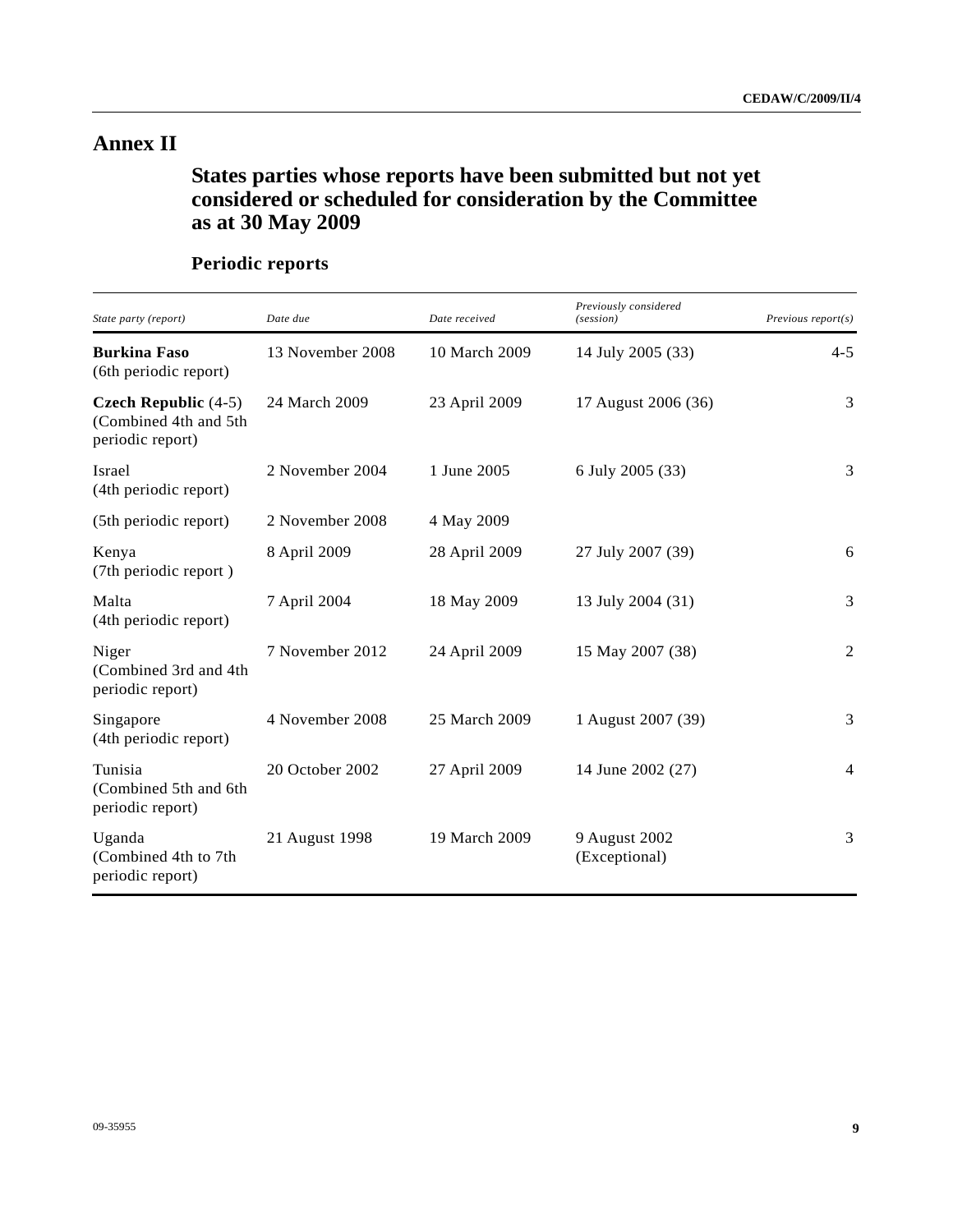# Annex II

## States parties whose reports have been submitted but not yet considered or scheduled for consideration by the Committee as at 30 May 2009

### Periodic reports

| *State party (report)* | *Date due* | *Date received* | *Previously considered (session)* | *Previous report(s)* |
|---|---|---|---|---|
| **Burkina Faso** (6th periodic report) | 13 November 2008 | 10 March 2009 | 14 July 2005 (33) | 4-5 |
| **Czech Republic** (4-5) (Combined 4th and 5th periodic report) | 24 March 2009 | 23 April 2009 | 17 August 2006 (36) | 3 |
| Israel (4th periodic report) | 2 November 2004 | 1 June 2005 | 6 July 2005 (33) | 3 |
| (5th periodic report) | 2 November 2008 | 4 May 2009 | | |
| Kenya (7th periodic report ) | 8 April 2009 | 28 April 2009 | 27 July 2007 (39) | 6 |
| Malta (4th periodic report) | 7 April 2004 | 18 May 2009 | 13 July 2004 (31) | 3 |
| Niger (Combined 3rd and 4th periodic report) | 7 November 2012 | 24 April 2009 | 15 May 2007 (38) | 2 |
| Singapore (4th periodic report) | 4 November 2008 | 25 March 2009 | 1 August 2007 (39) | 3 |
| Tunisia (Combined 5th and 6th periodic report) | 20 October 2002 | 27 April 2009 | 14 June 2002 (27) | 4 |
| Uganda (Combined 4th to 7th periodic report) | 21 August 1998 | 19 March 2009 | 9 August 2002 (Exceptional) | 3 |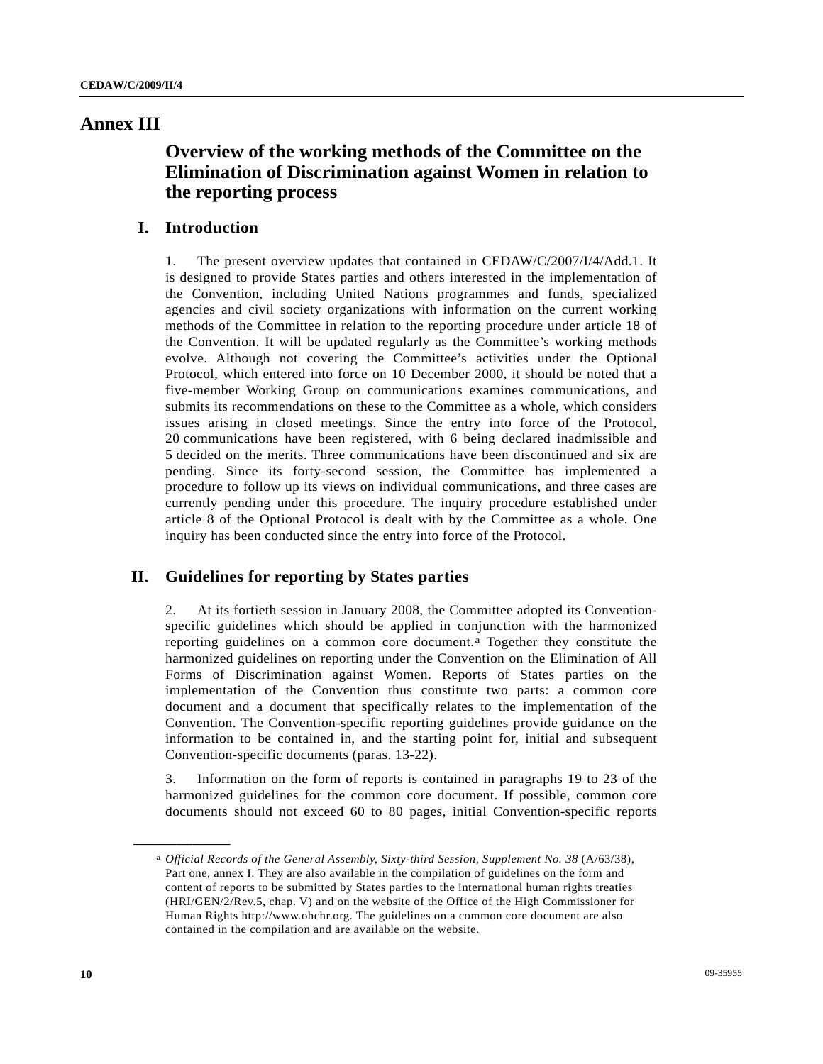# Annex III

## Overview of the working methods of the Committee on the Elimination of Discrimination against Women in relation to the reporting process

### I. Introduction

1. The present overview updates that contained in CEDAW/C/2007/I/4/Add.1. It is designed to provide States parties and others interested in the implementation of the Convention, including United Nations programmes and funds, specialized agencies and civil society organizations with information on the current working methods of the Committee in relation to the reporting procedure under article 18 of the Convention. It will be updated regularly as the Committee's working methods evolve. Although not covering the Committee's activities under the Optional Protocol, which entered into force on 10 December 2000, it should be noted that a five-member Working Group on communications examines communications, and submits its recommendations on these to the Committee as a whole, which considers issues arising in closed meetings. Since the entry into force of the Protocol, 20 communications have been registered, with 6 being declared inadmissible and 5 decided on the merits. Three communications have been discontinued and six are pending. Since its forty-second session, the Committee has implemented a procedure to follow up its views on individual communications, and three cases are currently pending under this procedure. The inquiry procedure established under article 8 of the Optional Protocol is dealt with by the Committee as a whole. One inquiry has been conducted since the entry into force of the Protocol.

### II. Guidelines for reporting by States parties

2. At its fortieth session in January 2008, the Committee adopted its Convention-specific guidelines which should be applied in conjunction with the harmonized reporting guidelines on a common core document.[a] Together they constitute the harmonized guidelines on reporting under the Convention on the Elimination of All Forms of Discrimination against Women. Reports of States parties on the implementation of the Convention thus constitute two parts: a common core document and a document that specifically relates to the implementation of the Convention. The Convention-specific reporting guidelines provide guidance on the information to be contained in, and the starting point for, initial and subsequent Convention-specific documents (paras. 13-22).

3. Information on the form of reports is contained in paragraphs 19 to 23 of the harmonized guidelines for the common core document. If possible, common core documents should not exceed 60 to 80 pages, initial Convention-specific reports

---

[a] *Official Records of the General Assembly, Sixty-third Session, Supplement No. 38* (A/63/38), Part one, annex I. They are also available in the compilation of guidelines on the form and content of reports to be submitted by States parties to the international human rights treaties (HRI/GEN/2/Rev.5, chap. V) and on the website of the Office of the High Commissioner for Human Rights http://www.ohchr.org. The guidelines on a common core document are also contained in the compilation and are available on the website.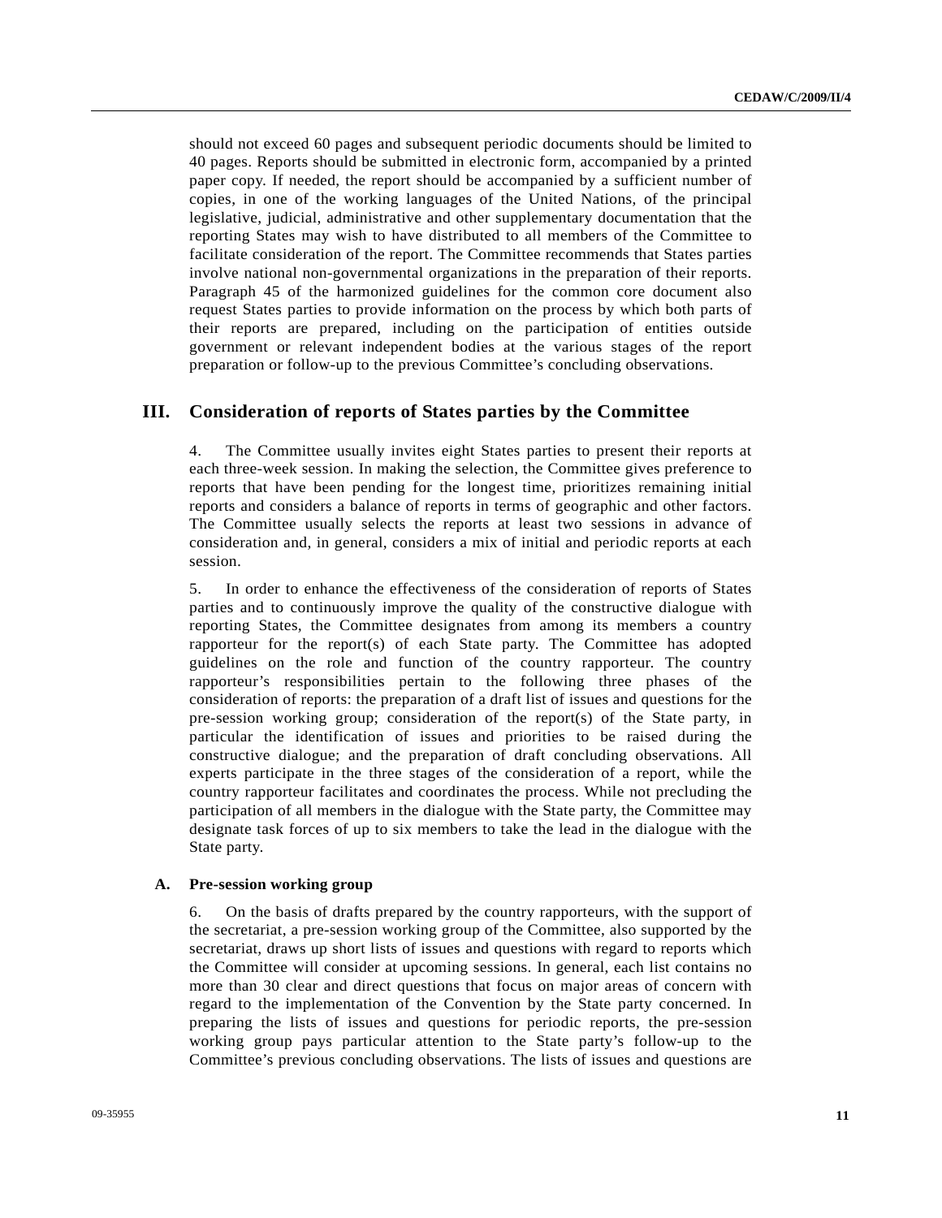should not exceed 60 pages and subsequent periodic documents should be limited to 40 pages. Reports should be submitted in electronic form, accompanied by a printed paper copy. If needed, the report should be accompanied by a sufficient number of copies, in one of the working languages of the United Nations, of the principal legislative, judicial, administrative and other supplementary documentation that the reporting States may wish to have distributed to all members of the Committee to facilitate consideration of the report. The Committee recommends that States parties involve national non-governmental organizations in the preparation of their reports. Paragraph 45 of the harmonized guidelines for the common core document also request States parties to provide information on the process by which both parts of their reports are prepared, including on the participation of entities outside government or relevant independent bodies at the various stages of the report preparation or follow-up to the previous Committee's concluding observations.

## III. Consideration of reports of States parties by the Committee

4. The Committee usually invites eight States parties to present their reports at each three-week session. In making the selection, the Committee gives preference to reports that have been pending for the longest time, prioritizes remaining initial reports and considers a balance of reports in terms of geographic and other factors. The Committee usually selects the reports at least two sessions in advance of consideration and, in general, considers a mix of initial and periodic reports at each session.

5. In order to enhance the effectiveness of the consideration of reports of States parties and to continuously improve the quality of the constructive dialogue with reporting States, the Committee designates from among its members a country rapporteur for the report(s) of each State party. The Committee has adopted guidelines on the role and function of the country rapporteur. The country rapporteur's responsibilities pertain to the following three phases of the consideration of reports: the preparation of a draft list of issues and questions for the pre-session working group; consideration of the report(s) of the State party, in particular the identification of issues and priorities to be raised during the constructive dialogue; and the preparation of draft concluding observations. All experts participate in the three stages of the consideration of a report, while the country rapporteur facilitates and coordinates the process. While not precluding the participation of all members in the dialogue with the State party, the Committee may designate task forces of up to six members to take the lead in the dialogue with the State party.

### A. Pre-session working group

6. On the basis of drafts prepared by the country rapporteurs, with the support of the secretariat, a pre-session working group of the Committee, also supported by the secretariat, draws up short lists of issues and questions with regard to reports which the Committee will consider at upcoming sessions. In general, each list contains no more than 30 clear and direct questions that focus on major areas of concern with regard to the implementation of the Convention by the State party concerned. In preparing the lists of issues and questions for periodic reports, the pre-session working group pays particular attention to the State party's follow-up to the Committee's previous concluding observations. The lists of issues and questions are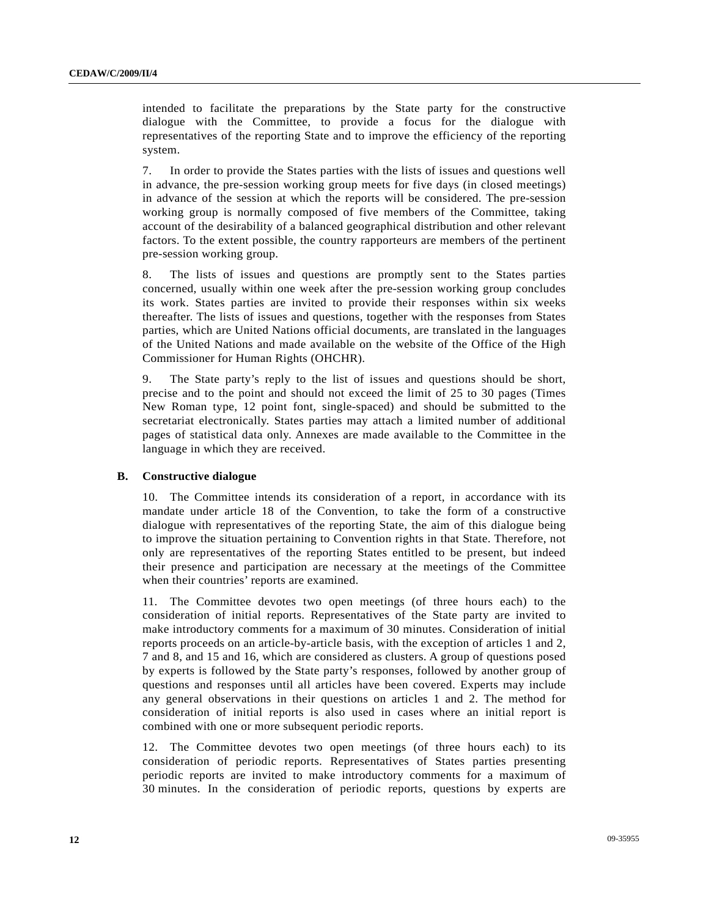intended to facilitate the preparations by the State party for the constructive dialogue with the Committee, to provide a focus for the dialogue with representatives of the reporting State and to improve the efficiency of the reporting system.

7. In order to provide the States parties with the lists of issues and questions well in advance, the pre-session working group meets for five days (in closed meetings) in advance of the session at which the reports will be considered. The pre-session working group is normally composed of five members of the Committee, taking account of the desirability of a balanced geographical distribution and other relevant factors. To the extent possible, the country rapporteurs are members of the pertinent pre-session working group.

8. The lists of issues and questions are promptly sent to the States parties concerned, usually within one week after the pre-session working group concludes its work. States parties are invited to provide their responses within six weeks thereafter. The lists of issues and questions, together with the responses from States parties, which are United Nations official documents, are translated in the languages of the United Nations and made available on the website of the Office of the High Commissioner for Human Rights (OHCHR).

9. The State party's reply to the list of issues and questions should be short, precise and to the point and should not exceed the limit of 25 to 30 pages (Times New Roman type, 12 point font, single-spaced) and should be submitted to the secretariat electronically. States parties may attach a limited number of additional pages of statistical data only. Annexes are made available to the Committee in the language in which they are received.

### B. Constructive dialogue

10. The Committee intends its consideration of a report, in accordance with its mandate under article 18 of the Convention, to take the form of a constructive dialogue with representatives of the reporting State, the aim of this dialogue being to improve the situation pertaining to Convention rights in that State. Therefore, not only are representatives of the reporting States entitled to be present, but indeed their presence and participation are necessary at the meetings of the Committee when their countries' reports are examined.

11. The Committee devotes two open meetings (of three hours each) to the consideration of initial reports. Representatives of the State party are invited to make introductory comments for a maximum of 30 minutes. Consideration of initial reports proceeds on an article-by-article basis, with the exception of articles 1 and 2, 7 and 8, and 15 and 16, which are considered as clusters. A group of questions posed by experts is followed by the State party's responses, followed by another group of questions and responses until all articles have been covered. Experts may include any general observations in their questions on articles 1 and 2. The method for consideration of initial reports is also used in cases where an initial report is combined with one or more subsequent periodic reports.

12. The Committee devotes two open meetings (of three hours each) to its consideration of periodic reports. Representatives of States parties presenting periodic reports are invited to make introductory comments for a maximum of 30 minutes. In the consideration of periodic reports, questions by experts are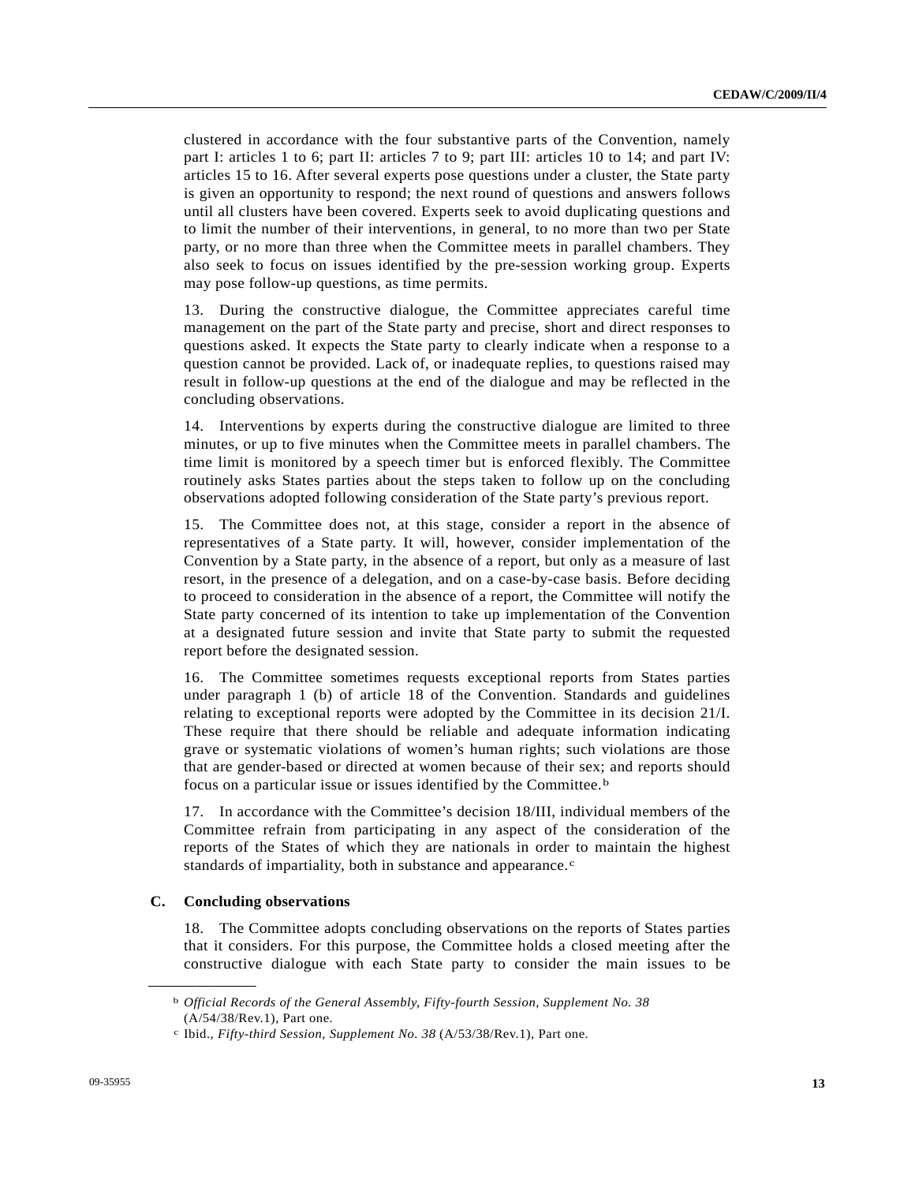clustered in accordance with the four substantive parts of the Convention, namely part I: articles 1 to 6; part II: articles 7 to 9; part III: articles 10 to 14; and part IV: articles 15 to 16. After several experts pose questions under a cluster, the State party is given an opportunity to respond; the next round of questions and answers follows until all clusters have been covered. Experts seek to avoid duplicating questions and to limit the number of their interventions, in general, to no more than two per State party, or no more than three when the Committee meets in parallel chambers. They also seek to focus on issues identified by the pre-session working group. Experts may pose follow-up questions, as time permits.

13. During the constructive dialogue, the Committee appreciates careful time management on the part of the State party and precise, short and direct responses to questions asked. It expects the State party to clearly indicate when a response to a question cannot be provided. Lack of, or inadequate replies, to questions raised may result in follow-up questions at the end of the dialogue and may be reflected in the concluding observations.

14. Interventions by experts during the constructive dialogue are limited to three minutes, or up to five minutes when the Committee meets in parallel chambers. The time limit is monitored by a speech timer but is enforced flexibly. The Committee routinely asks States parties about the steps taken to follow up on the concluding observations adopted following consideration of the State party's previous report.

15. The Committee does not, at this stage, consider a report in the absence of representatives of a State party. It will, however, consider implementation of the Convention by a State party, in the absence of a report, but only as a measure of last resort, in the presence of a delegation, and on a case-by-case basis. Before deciding to proceed to consideration in the absence of a report, the Committee will notify the State party concerned of its intention to take up implementation of the Convention at a designated future session and invite that State party to submit the requested report before the designated session.

16. The Committee sometimes requests exceptional reports from States parties under paragraph 1 (b) of article 18 of the Convention. Standards and guidelines relating to exceptional reports were adopted by the Committee in its decision 21/I. These require that there should be reliable and adequate information indicating grave or systematic violations of women's human rights; such violations are those that are gender-based or directed at women because of their sex; and reports should focus on a particular issue or issues identified by the Committee.[b]

17. In accordance with the Committee's decision 18/III, individual members of the Committee refrain from participating in any aspect of the consideration of the reports of the States of which they are nationals in order to maintain the highest standards of impartiality, both in substance and appearance.[c]

### C. Concluding observations

18. The Committee adopts concluding observations on the reports of States parties that it considers. For this purpose, the Committee holds a closed meeting after the constructive dialogue with each State party to consider the main issues to be

---

[b] *Official Records of the General Assembly, Fifty-fourth Session, Supplement No. 38* (A/54/38/Rev.1), Part one.

[c] Ibid., *Fifty-third Session, Supplement No. 38* (A/53/38/Rev.1), Part one.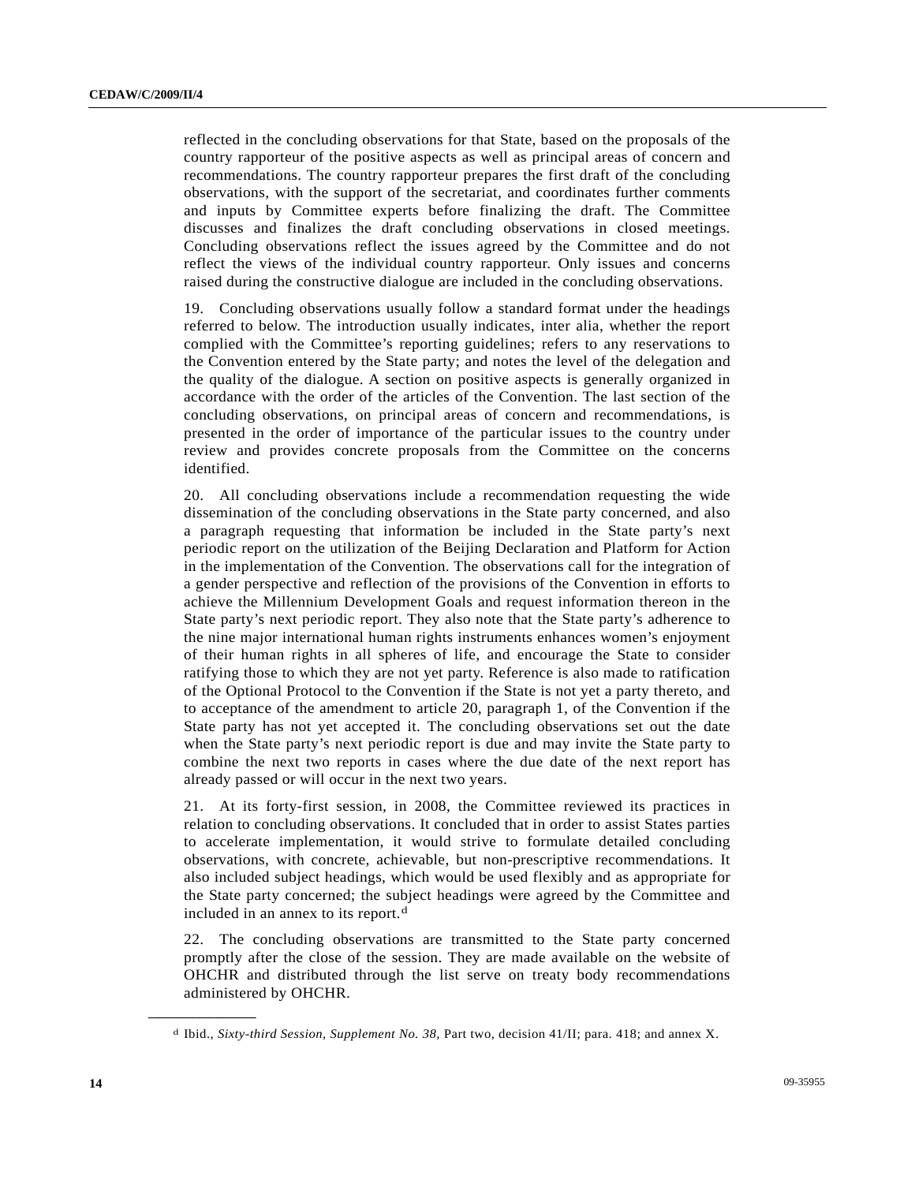reflected in the concluding observations for that State, based on the proposals of the country rapporteur of the positive aspects as well as principal areas of concern and recommendations. The country rapporteur prepares the first draft of the concluding observations, with the support of the secretariat, and coordinates further comments and inputs by Committee experts before finalizing the draft. The Committee discusses and finalizes the draft concluding observations in closed meetings. Concluding observations reflect the issues agreed by the Committee and do not reflect the views of the individual country rapporteur. Only issues and concerns raised during the constructive dialogue are included in the concluding observations.

19. Concluding observations usually follow a standard format under the headings referred to below. The introduction usually indicates, inter alia, whether the report complied with the Committee's reporting guidelines; refers to any reservations to the Convention entered by the State party; and notes the level of the delegation and the quality of the dialogue. A section on positive aspects is generally organized in accordance with the order of the articles of the Convention. The last section of the concluding observations, on principal areas of concern and recommendations, is presented in the order of importance of the particular issues to the country under review and provides concrete proposals from the Committee on the concerns identified.

20. All concluding observations include a recommendation requesting the wide dissemination of the concluding observations in the State party concerned, and also a paragraph requesting that information be included in the State party's next periodic report on the utilization of the Beijing Declaration and Platform for Action in the implementation of the Convention. The observations call for the integration of a gender perspective and reflection of the provisions of the Convention in efforts to achieve the Millennium Development Goals and request information thereon in the State party's next periodic report. They also note that the State party's adherence to the nine major international human rights instruments enhances women's enjoyment of their human rights in all spheres of life, and encourage the State to consider ratifying those to which they are not yet party. Reference is also made to ratification of the Optional Protocol to the Convention if the State is not yet a party thereto, and to acceptance of the amendment to article 20, paragraph 1, of the Convention if the State party has not yet accepted it. The concluding observations set out the date when the State party's next periodic report is due and may invite the State party to combine the next two reports in cases where the due date of the next report has already passed or will occur in the next two years.

21. At its forty-first session, in 2008, the Committee reviewed its practices in relation to concluding observations. It concluded that in order to assist States parties to accelerate implementation, it would strive to formulate detailed concluding observations, with concrete, achievable, but non-prescriptive recommendations. It also included subject headings, which would be used flexibly and as appropriate for the State party concerned; the subject headings were agreed by the Committee and included in an annex to its report.[d]

22. The concluding observations are transmitted to the State party concerned promptly after the close of the session. They are made available on the website of OHCHR and distributed through the list serve on treaty body recommendations administered by OHCHR.

---

[d] Ibid., *Sixty-third Session, Supplement No. 38*, Part two, decision 41/II; para. 418; and annex X.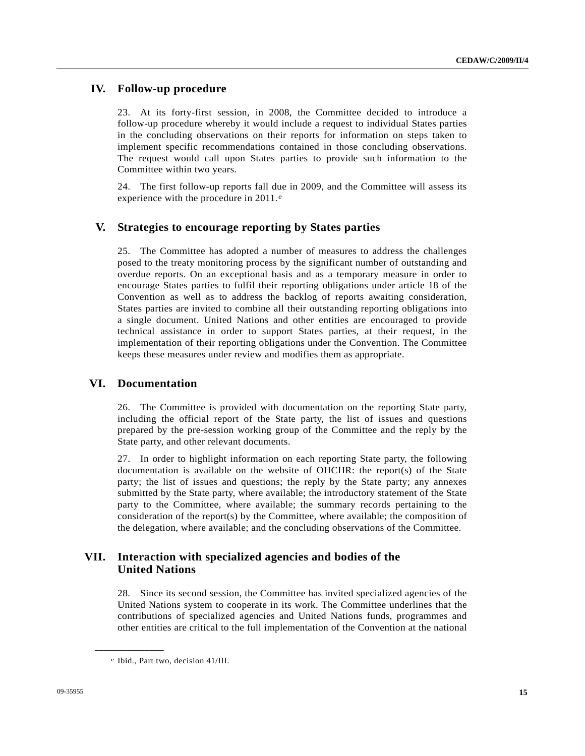## IV. Follow-up procedure

23. At its forty-first session, in 2008, the Committee decided to introduce a follow-up procedure whereby it would include a request to individual States parties in the concluding observations on their reports for information on steps taken to implement specific recommendations contained in those concluding observations. The request would call upon States parties to provide such information to the Committee within two years.

24. The first follow-up reports fall due in 2009, and the Committee will assess its experience with the procedure in 2011.[e]

## V. Strategies to encourage reporting by States parties

25. The Committee has adopted a number of measures to address the challenges posed to the treaty monitoring process by the significant number of outstanding and overdue reports. On an exceptional basis and as a temporary measure in order to encourage States parties to fulfil their reporting obligations under article 18 of the Convention as well as to address the backlog of reports awaiting consideration, States parties are invited to combine all their outstanding reporting obligations into a single document. United Nations and other entities are encouraged to provide technical assistance in order to support States parties, at their request, in the implementation of their reporting obligations under the Convention. The Committee keeps these measures under review and modifies them as appropriate.

## VI. Documentation

26. The Committee is provided with documentation on the reporting State party, including the official report of the State party, the list of issues and questions prepared by the pre-session working group of the Committee and the reply by the State party, and other relevant documents.

27. In order to highlight information on each reporting State party, the following documentation is available on the website of OHCHR: the report(s) of the State party; the list of issues and questions; the reply by the State party; any annexes submitted by the State party, where available; the introductory statement of the State party to the Committee, where available; the summary records pertaining to the consideration of the report(s) by the Committee, where available; the composition of the delegation, where available; and the concluding observations of the Committee.

## VII. Interaction with specialized agencies and bodies of the United Nations

28. Since its second session, the Committee has invited specialized agencies of the United Nations system to cooperate in its work. The Committee underlines that the contributions of specialized agencies and United Nations funds, programmes and other entities are critical to the full implementation of the Convention at the national

---

[e] Ibid., Part two, decision 41/III.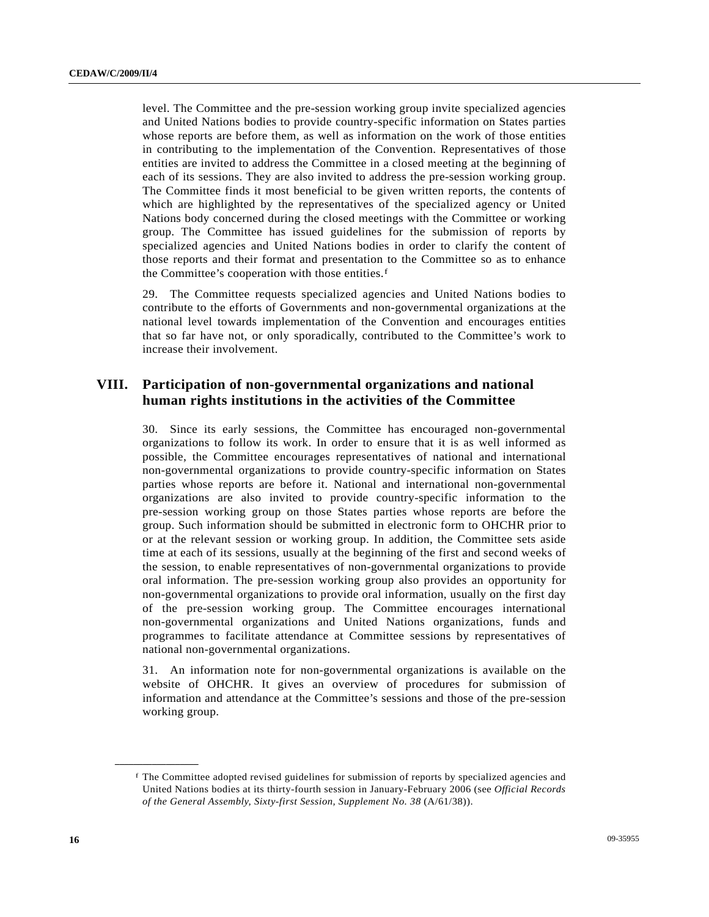level. The Committee and the pre-session working group invite specialized agencies and United Nations bodies to provide country-specific information on States parties whose reports are before them, as well as information on the work of those entities in contributing to the implementation of the Convention. Representatives of those entities are invited to address the Committee in a closed meeting at the beginning of each of its sessions. They are also invited to address the pre-session working group. The Committee finds it most beneficial to be given written reports, the contents of which are highlighted by the representatives of the specialized agency or United Nations body concerned during the closed meetings with the Committee or working group. The Committee has issued guidelines for the submission of reports by specialized agencies and United Nations bodies in order to clarify the content of those reports and their format and presentation to the Committee so as to enhance the Committee's cooperation with those entities.[f]

29. The Committee requests specialized agencies and United Nations bodies to contribute to the efforts of Governments and non-governmental organizations at the national level towards implementation of the Convention and encourages entities that so far have not, or only sporadically, contributed to the Committee's work to increase their involvement.

## VIII. Participation of non-governmental organizations and national human rights institutions in the activities of the Committee

30. Since its early sessions, the Committee has encouraged non-governmental organizations to follow its work. In order to ensure that it is as well informed as possible, the Committee encourages representatives of national and international non-governmental organizations to provide country-specific information on States parties whose reports are before it. National and international non-governmental organizations are also invited to provide country-specific information to the pre-session working group on those States parties whose reports are before the group. Such information should be submitted in electronic form to OHCHR prior to or at the relevant session or working group. In addition, the Committee sets aside time at each of its sessions, usually at the beginning of the first and second weeks of the session, to enable representatives of non-governmental organizations to provide oral information. The pre-session working group also provides an opportunity for non-governmental organizations to provide oral information, usually on the first day of the pre-session working group. The Committee encourages international non-governmental organizations and United Nations organizations, funds and programmes to facilitate attendance at Committee sessions by representatives of national non-governmental organizations.

31. An information note for non-governmental organizations is available on the website of OHCHR. It gives an overview of procedures for submission of information and attendance at the Committee's sessions and those of the pre-session working group.

---

[f] The Committee adopted revised guidelines for submission of reports by specialized agencies and United Nations bodies at its thirty-fourth session in January-February 2006 (see *Official Records of the General Assembly, Sixty-first Session, Supplement No. 38* (A/61/38)).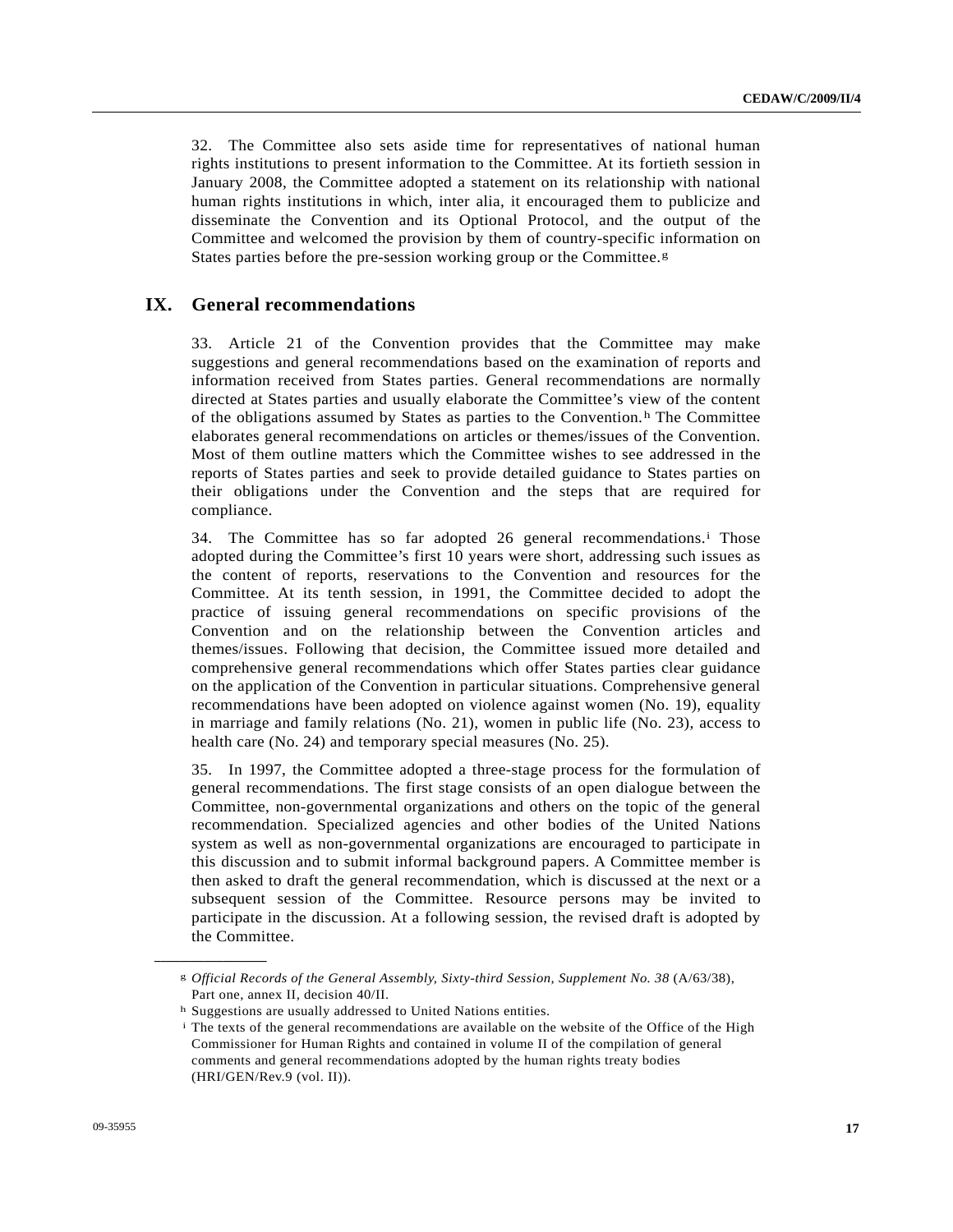32. The Committee also sets aside time for representatives of national human rights institutions to present information to the Committee. At its fortieth session in January 2008, the Committee adopted a statement on its relationship with national human rights institutions in which, inter alia, it encouraged them to publicize and disseminate the Convention and its Optional Protocol, and the output of the Committee and welcomed the provision by them of country-specific information on States parties before the pre-session working group or the Committee.[g]

## IX. General recommendations

33. Article 21 of the Convention provides that the Committee may make suggestions and general recommendations based on the examination of reports and information received from States parties. General recommendations are normally directed at States parties and usually elaborate the Committee's view of the content of the obligations assumed by States as parties to the Convention.[h] The Committee elaborates general recommendations on articles or themes/issues of the Convention. Most of them outline matters which the Committee wishes to see addressed in the reports of States parties and seek to provide detailed guidance to States parties on their obligations under the Convention and the steps that are required for compliance.

34. The Committee has so far adopted 26 general recommendations.[i] Those adopted during the Committee's first 10 years were short, addressing such issues as the content of reports, reservations to the Convention and resources for the Committee. At its tenth session, in 1991, the Committee decided to adopt the practice of issuing general recommendations on specific provisions of the Convention and on the relationship between the Convention articles and themes/issues. Following that decision, the Committee issued more detailed and comprehensive general recommendations which offer States parties clear guidance on the application of the Convention in particular situations. Comprehensive general recommendations have been adopted on violence against women (No. 19), equality in marriage and family relations (No. 21), women in public life (No. 23), access to health care (No. 24) and temporary special measures (No. 25).

35. In 1997, the Committee adopted a three-stage process for the formulation of general recommendations. The first stage consists of an open dialogue between the Committee, non-governmental organizations and others on the topic of the general recommendation. Specialized agencies and other bodies of the United Nations system as well as non-governmental organizations are encouraged to participate in this discussion and to submit informal background papers. A Committee member is then asked to draft the general recommendation, which is discussed at the next or a subsequent session of the Committee. Resource persons may be invited to participate in the discussion. At a following session, the revised draft is adopted by the Committee.

---

[g] *Official Records of the General Assembly, Sixty-third Session, Supplement No. 38* (A/63/38), Part one, annex II, decision 40/II.

[h] Suggestions are usually addressed to United Nations entities.

[i] The texts of the general recommendations are available on the website of the Office of the High Commissioner for Human Rights and contained in volume II of the compilation of general comments and general recommendations adopted by the human rights treaty bodies (HRI/GEN/Rev.9 (vol. II)).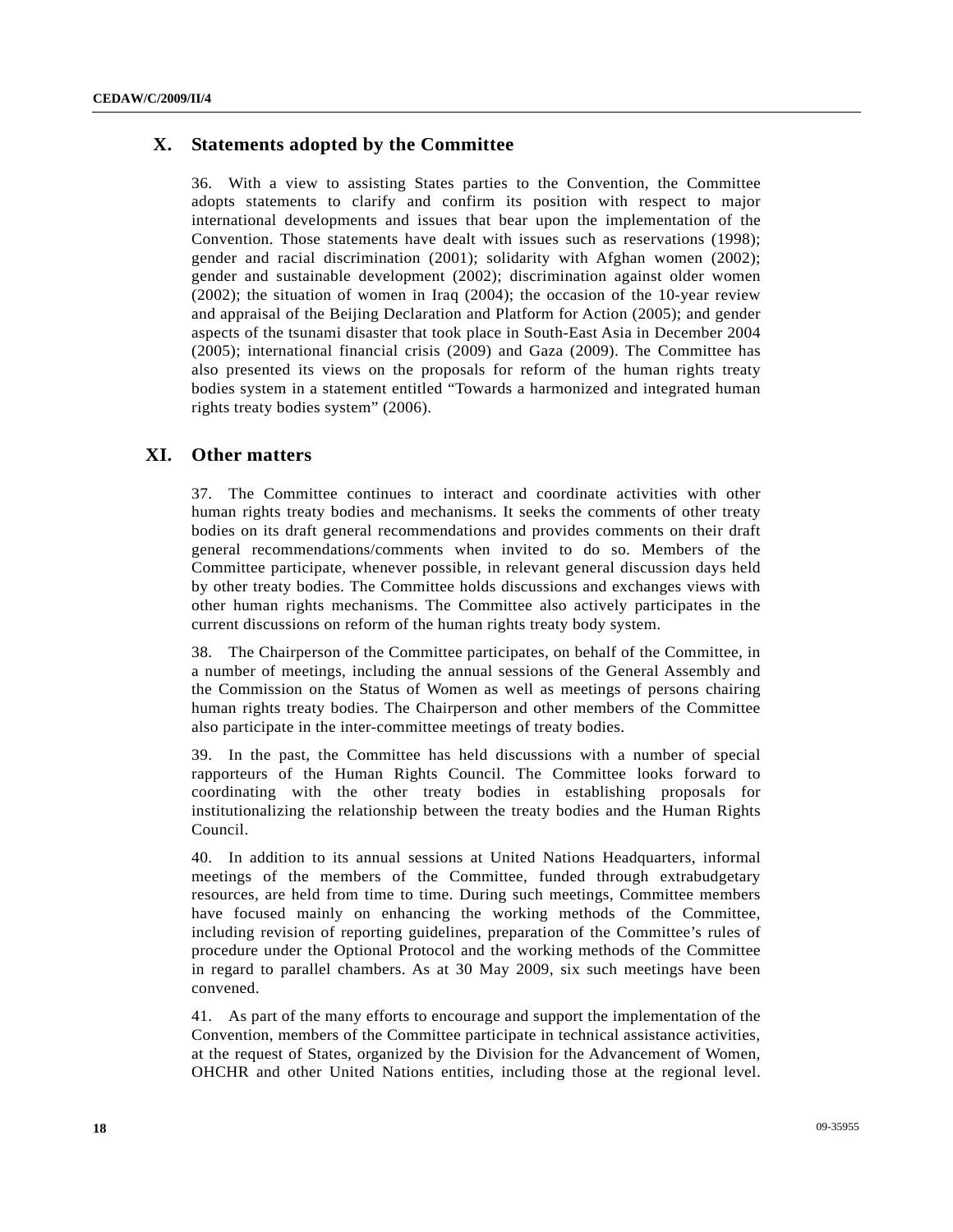## X. Statements adopted by the Committee

36. With a view to assisting States parties to the Convention, the Committee adopts statements to clarify and confirm its position with respect to major international developments and issues that bear upon the implementation of the Convention. Those statements have dealt with issues such as reservations (1998); gender and racial discrimination (2001); solidarity with Afghan women (2002); gender and sustainable development (2002); discrimination against older women (2002); the situation of women in Iraq (2004); the occasion of the 10-year review and appraisal of the Beijing Declaration and Platform for Action (2005); and gender aspects of the tsunami disaster that took place in South-East Asia in December 2004 (2005); international financial crisis (2009) and Gaza (2009). The Committee has also presented its views on the proposals for reform of the human rights treaty bodies system in a statement entitled "Towards a harmonized and integrated human rights treaty bodies system" (2006).

## XI. Other matters

37. The Committee continues to interact and coordinate activities with other human rights treaty bodies and mechanisms. It seeks the comments of other treaty bodies on its draft general recommendations and provides comments on their draft general recommendations/comments when invited to do so. Members of the Committee participate, whenever possible, in relevant general discussion days held by other treaty bodies. The Committee holds discussions and exchanges views with other human rights mechanisms. The Committee also actively participates in the current discussions on reform of the human rights treaty body system.

38. The Chairperson of the Committee participates, on behalf of the Committee, in a number of meetings, including the annual sessions of the General Assembly and the Commission on the Status of Women as well as meetings of persons chairing human rights treaty bodies. The Chairperson and other members of the Committee also participate in the inter-committee meetings of treaty bodies.

39. In the past, the Committee has held discussions with a number of special rapporteurs of the Human Rights Council. The Committee looks forward to coordinating with the other treaty bodies in establishing proposals for institutionalizing the relationship between the treaty bodies and the Human Rights Council.

40. In addition to its annual sessions at United Nations Headquarters, informal meetings of the members of the Committee, funded through extrabudgetary resources, are held from time to time. During such meetings, Committee members have focused mainly on enhancing the working methods of the Committee, including revision of reporting guidelines, preparation of the Committee's rules of procedure under the Optional Protocol and the working methods of the Committee in regard to parallel chambers. As at 30 May 2009, six such meetings have been convened.

41. As part of the many efforts to encourage and support the implementation of the Convention, members of the Committee participate in technical assistance activities, at the request of States, organized by the Division for the Advancement of Women, OHCHR and other United Nations entities, including those at the regional level.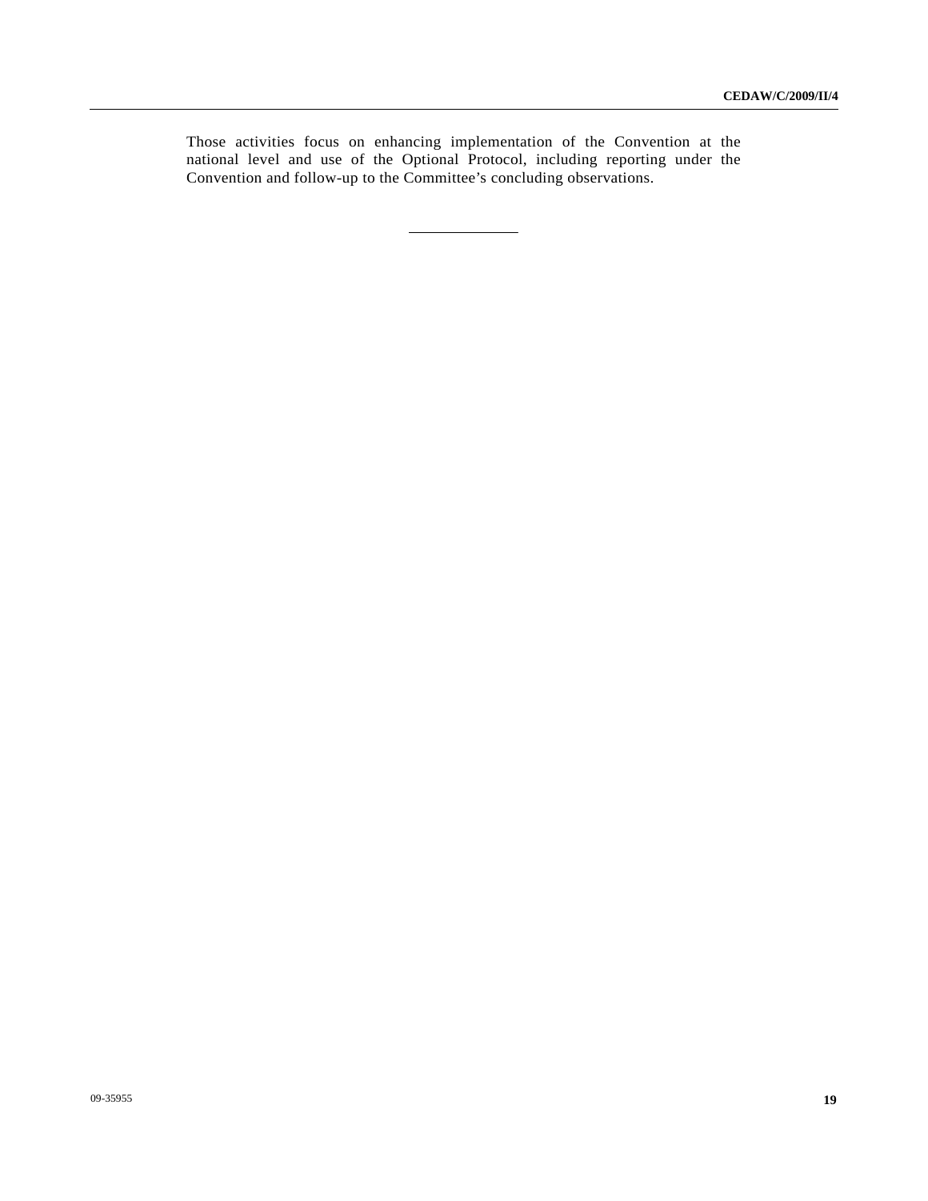Those activities focus on enhancing implementation of the Convention at the national level and use of the Optional Protocol, including reporting under the Convention and follow-up to the Committee's concluding observations.